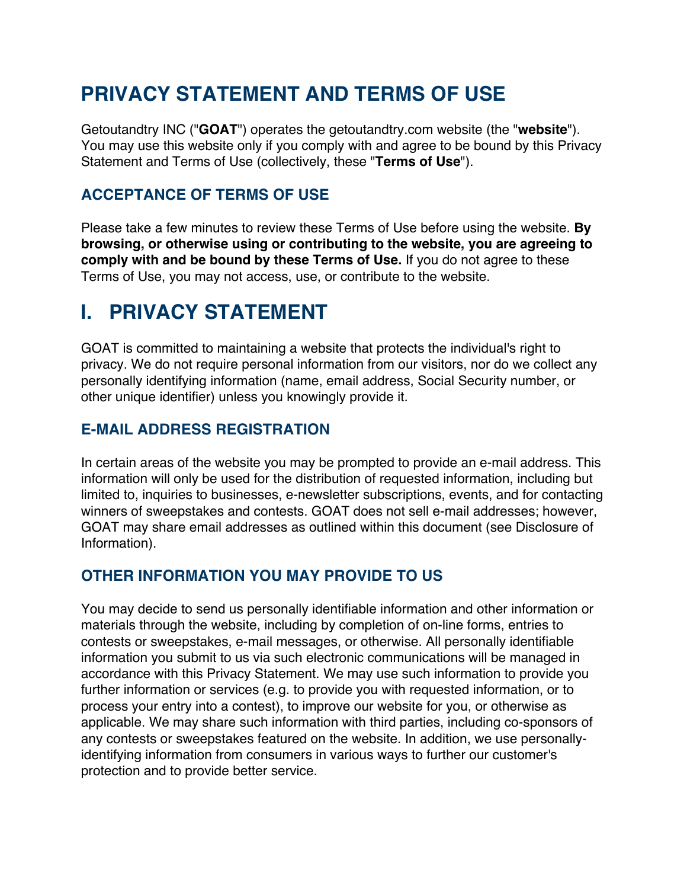# PRIVACY STATEMENT AND TERMS OF USE

Getoutandtry INC ("**GOAT**") operates the getoutandtry.com website (the "**website**"). You may use this website only if you comply with and agree to be bound by this Privacy Statement and Terms of Use (collectively, these "**Terms of Use**").

## ACCEPTANCE OF TERMS OF USE

Please take a few minutes to review these Terms of Use before using the website. **By browsing, or otherwise using or contributing to the website, you are agreeing to comply with and be bound by these Terms of Use.** If you do not agree to these Terms of Use, you may not access, use, or contribute to the website.

# I. PRIVACY STATEMENT

GOAT is committed to maintaining a website that protects the individual's right to privacy. We do not require personal information from our visitors, nor do we collect any personally identifying information (name, email address, Social Security number, or other unique identifier) unless you knowingly provide it.

## E-MAIL ADDRESS REGISTRATION

In certain areas of the website you may be prompted to provide an e-mail address. This information will only be used for the distribution of requested information, including but limited to, inquiries to businesses, e-newsletter subscriptions, events, and for contacting winners of sweepstakes and contests. GOAT does not sell e-mail addresses; however, GOAT may share email addresses as outlined within this document (see Disclosure of Information).

## OTHER INFORMATION YOU MAY PROVIDE TO US

You may decide to send us personally identifiable information and other information or materials through the website, including by completion of on-line forms, entries to contests or sweepstakes, e-mail messages, or otherwise. All personally identifiable information you submit to us via such electronic communications will be managed in accordance with this Privacy Statement. We may use such information to provide you further information or services (e.g. to provide you with requested information, or to process your entry into a contest), to improve our website for you, or otherwise as applicable. We may share such information with third parties, including co-sponsors of any contests or sweepstakes featured on the website. In addition, we use personally-identifying information from consumers in various ways to further our customer's protection and to provide better service.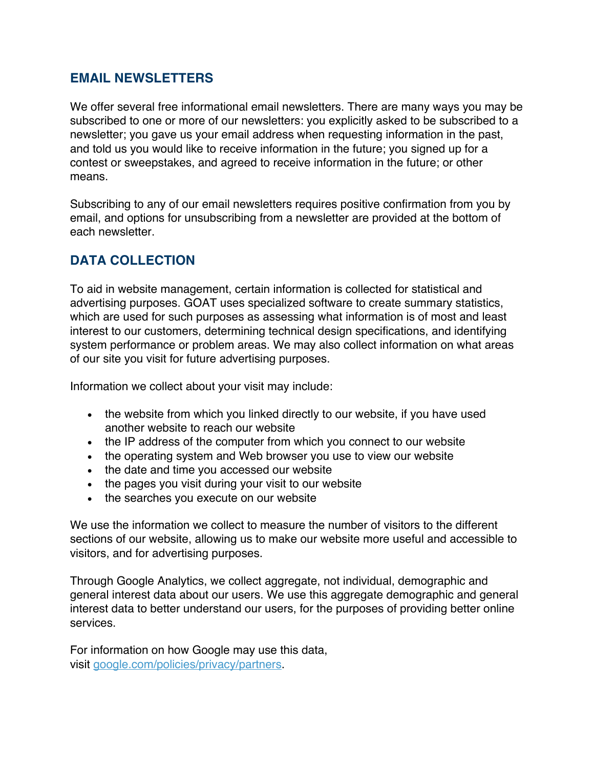## EMAIL NEWSLETTERS

We offer several free informational email newsletters. There are many ways you may be subscribed to one or more of our newsletters: you explicitly asked to be subscribed to a newsletter; you gave us your email address when requesting information in the past, and told us you would like to receive information in the future; you signed up for a contest or sweepstakes, and agreed to receive information in the future; or other means.

Subscribing to any of our email newsletters requires positive confirmation from you by email, and options for unsubscribing from a newsletter are provided at the bottom of each newsletter.

## DATA COLLECTION

To aid in website management, certain information is collected for statistical and advertising purposes. GOAT uses specialized software to create summary statistics, which are used for such purposes as assessing what information is of most and least interest to our customers, determining technical design specifications, and identifying system performance or problem areas. We may also collect information on what areas of our site you visit for future advertising purposes.

Information we collect about your visit may include:

- the website from which you linked directly to our website, if you have used another website to reach our website
- the IP address of the computer from which you connect to our website
- the operating system and Web browser you use to view our website
- the date and time you accessed our website
- the pages you visit during your visit to our website
- the searches you execute on our website

We use the information we collect to measure the number of visitors to the different sections of our website, allowing us to make our website more useful and accessible to visitors, and for advertising purposes.

Through Google Analytics, we collect aggregate, not individual, demographic and general interest data about our users. We use this aggregate demographic and general interest data to better understand our users, for the purposes of providing better online services.

For information on how Google may use this data, visit [google.com/policies/privacy/partners](https://google.com/policies/privacy/partners).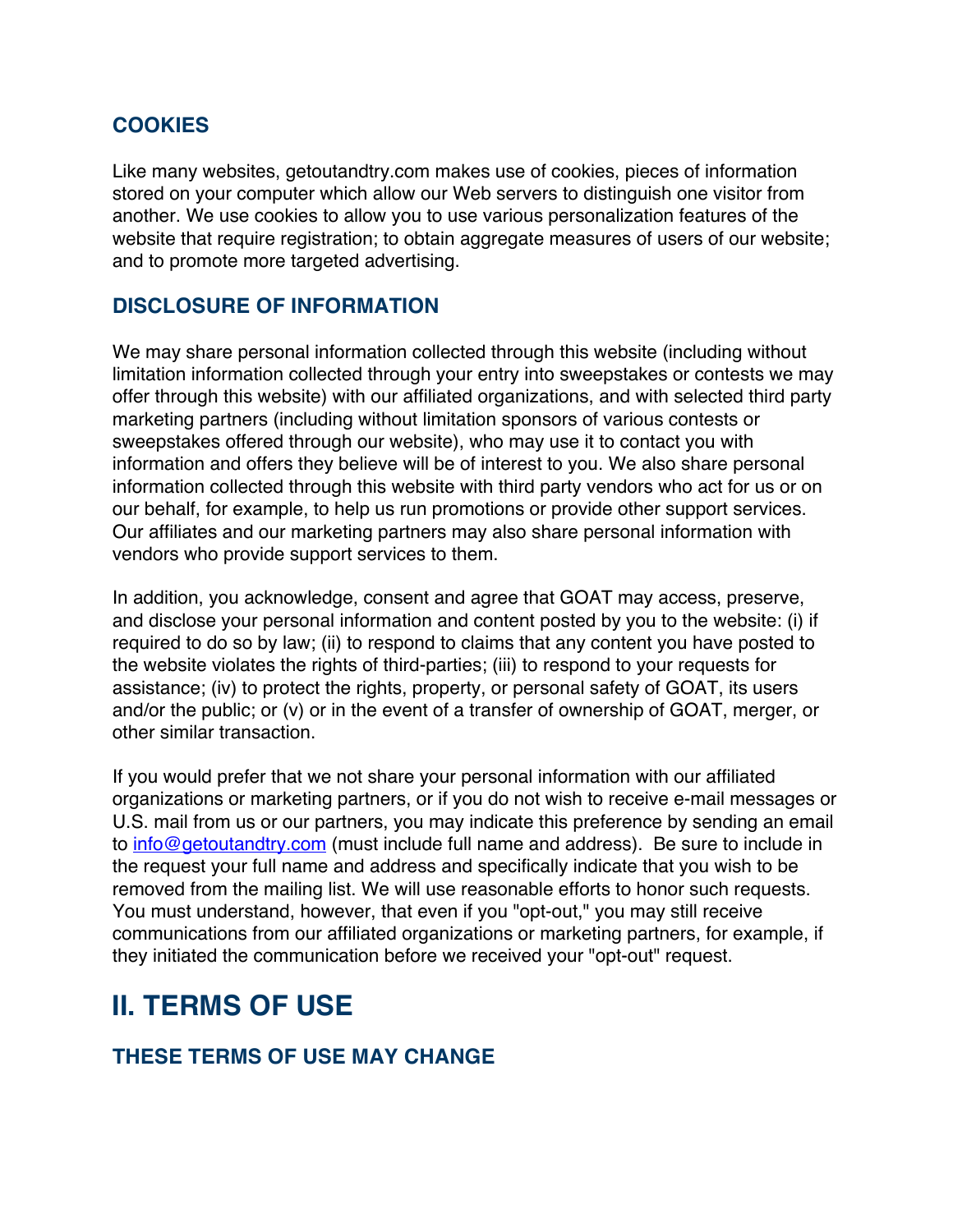### COOKIES

Like many websites, getoutandtry.com makes use of cookies, pieces of information stored on your computer which allow our Web servers to distinguish one visitor from another. We use cookies to allow you to use various personalization features of the website that require registration; to obtain aggregate measures of users of our website; and to promote more targeted advertising.

### DISCLOSURE OF INFORMATION

We may share personal information collected through this website (including without limitation information collected through your entry into sweepstakes or contests we may offer through this website) with our affiliated organizations, and with selected third party marketing partners (including without limitation sponsors of various contests or sweepstakes offered through our website), who may use it to contact you with information and offers they believe will be of interest to you. We also share personal information collected through this website with third party vendors who act for us or on our behalf, for example, to help us run promotions or provide other support services. Our affiliates and our marketing partners may also share personal information with vendors who provide support services to them.

In addition, you acknowledge, consent and agree that GOAT may access, preserve, and disclose your personal information and content posted by you to the website: (i) if required to do so by law; (ii) to respond to claims that any content you have posted to the website violates the rights of third-parties; (iii) to respond to your requests for assistance; (iv) to protect the rights, property, or personal safety of GOAT, its users and/or the public; or (v) or in the event of a transfer of ownership of GOAT, merger, or other similar transaction.

If you would prefer that we not share your personal information with our affiliated organizations or marketing partners, or if you do not wish to receive e-mail messages or U.S. mail from us or our partners, you may indicate this preference by sending an email to info@getoutandtry.com (must include full name and address). Be sure to include in the request your full name and address and specifically indicate that you wish to be removed from the mailing list. We will use reasonable efforts to honor such requests. You must understand, however, that even if you "opt-out," you may still receive communications from our affiliated organizations or marketing partners, for example, if they initiated the communication before we received your "opt-out" request.

## II. TERMS OF USE

### THESE TERMS OF USE MAY CHANGE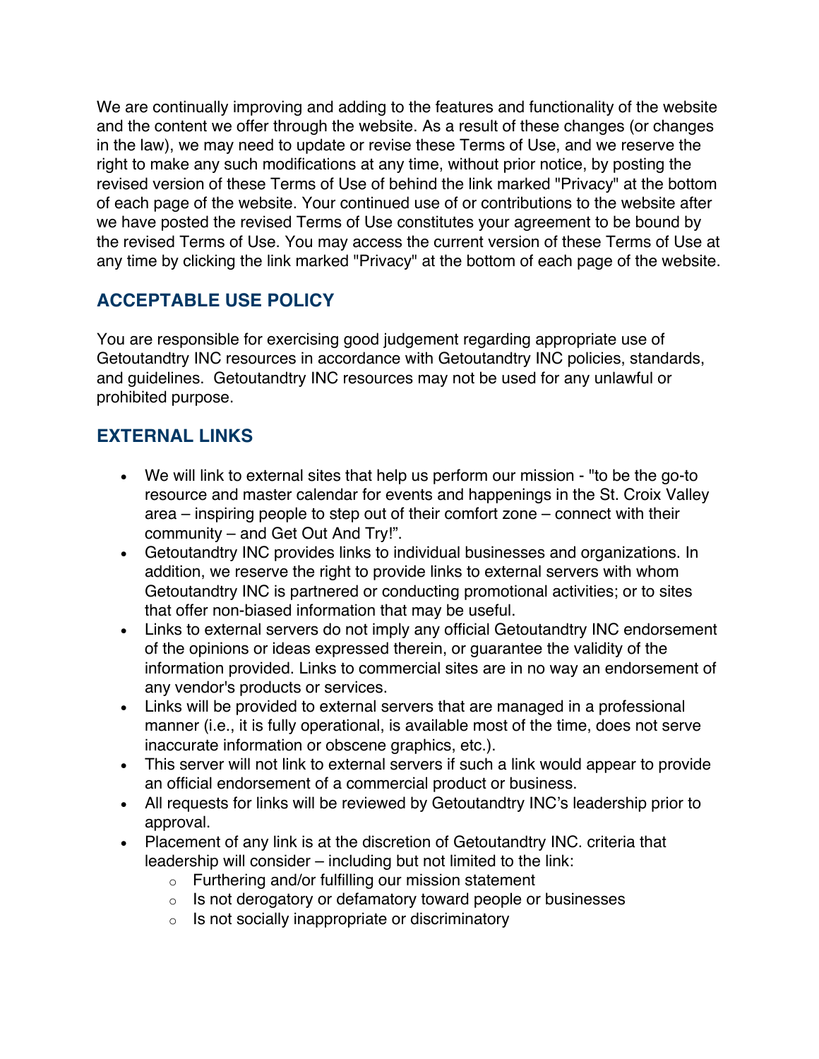We are continually improving and adding to the features and functionality of the website and the content we offer through the website. As a result of these changes (or changes in the law), we may need to update or revise these Terms of Use, and we reserve the right to make any such modifications at any time, without prior notice, by posting the revised version of these Terms of Use of behind the link marked "Privacy" at the bottom of each page of the website. Your continued use of or contributions to the website after we have posted the revised Terms of Use constitutes your agreement to be bound by the revised Terms of Use. You may access the current version of these Terms of Use at any time by clicking the link marked "Privacy" at the bottom of each page of the website.

## ACCEPTABLE USE POLICY

You are responsible for exercising good judgement regarding appropriate use of Getoutandtry INC resources in accordance with Getoutandtry INC policies, standards, and guidelines. Getoutandtry INC resources may not be used for any unlawful or prohibited purpose.

## EXTERNAL LINKS

- We will link to external sites that help us perform our mission - "to be the go-to resource and master calendar for events and happenings in the St. Croix Valley area – inspiring people to step out of their comfort zone – connect with their community – and Get Out And Try!".
- Getoutandtry INC provides links to individual businesses and organizations. In addition, we reserve the right to provide links to external servers with whom Getoutandtry INC is partnered or conducting promotional activities; or to sites that offer non-biased information that may be useful.
- Links to external servers do not imply any official Getoutandtry INC endorsement of the opinions or ideas expressed therein, or guarantee the validity of the information provided. Links to commercial sites are in no way an endorsement of any vendor's products or services.
- Links will be provided to external servers that are managed in a professional manner (i.e., it is fully operational, is available most of the time, does not serve inaccurate information or obscene graphics, etc.).
- This server will not link to external servers if such a link would appear to provide an official endorsement of a commercial product or business.
- All requests for links will be reviewed by Getoutandtry INC's leadership prior to approval.
- Placement of any link is at the discretion of Getoutandtry INC. criteria that leadership will consider – including but not limited to the link:
    - Furthering and/or fulfilling our mission statement
    - Is not derogatory or defamatory toward people or businesses
    - Is not socially inappropriate or discriminatory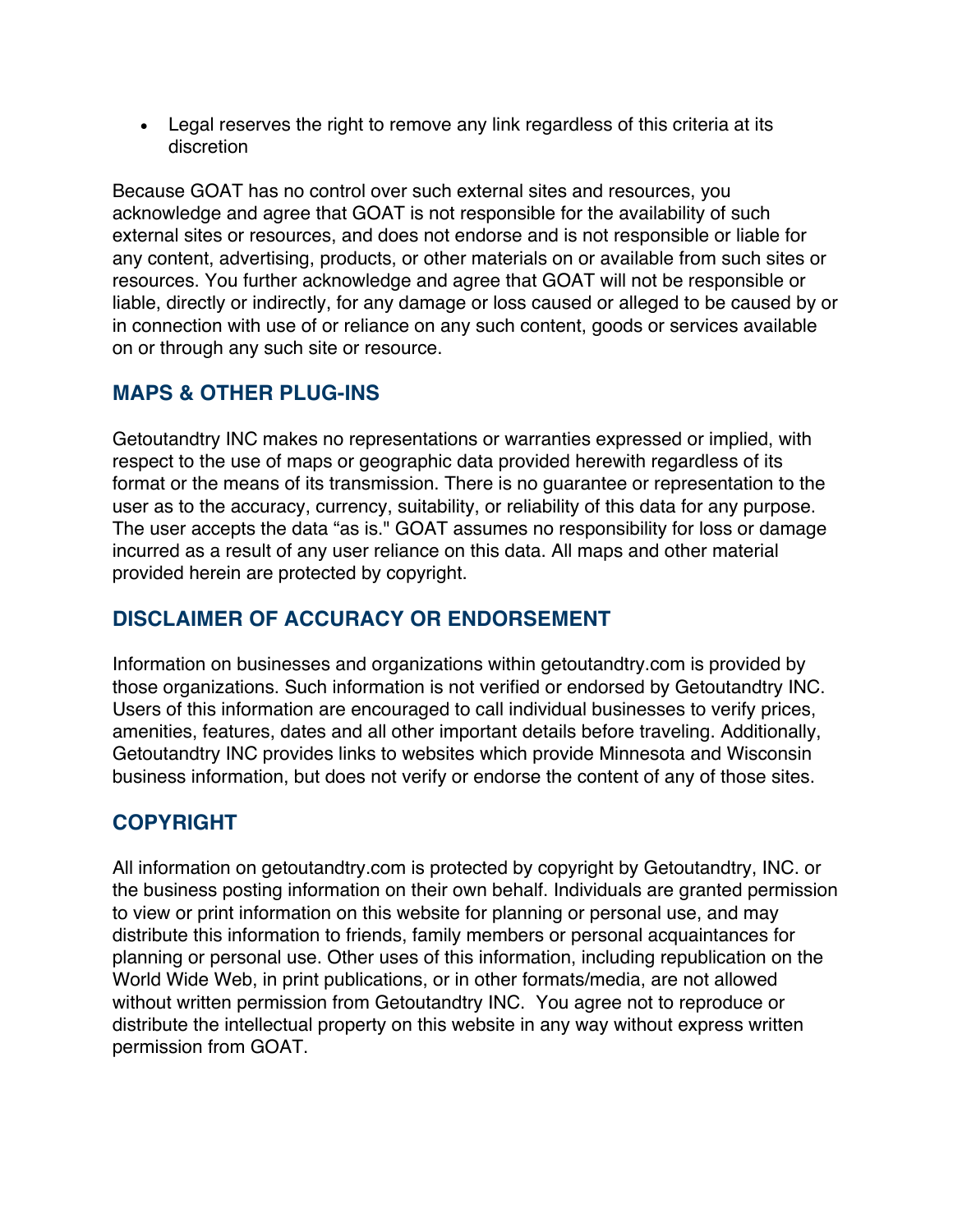- Legal reserves the right to remove any link regardless of this criteria at its discretion

Because GOAT has no control over such external sites and resources, you acknowledge and agree that GOAT is not responsible for the availability of such external sites or resources, and does not endorse and is not responsible or liable for any content, advertising, products, or other materials on or available from such sites or resources. You further acknowledge and agree that GOAT will not be responsible or liable, directly or indirectly, for any damage or loss caused or alleged to be caused by or in connection with use of or reliance on any such content, goods or services available on or through any such site or resource.

## MAPS & OTHER PLUG-INS

Getoutandtry INC makes no representations or warranties expressed or implied, with respect to the use of maps or geographic data provided herewith regardless of its format or the means of its transmission. There is no guarantee or representation to the user as to the accuracy, currency, suitability, or reliability of this data for any purpose. The user accepts the data "as is." GOAT assumes no responsibility for loss or damage incurred as a result of any user reliance on this data. All maps and other material provided herein are protected by copyright.

## DISCLAIMER OF ACCURACY OR ENDORSEMENT

Information on businesses and organizations within getoutandtry.com is provided by those organizations. Such information is not verified or endorsed by Getoutandtry INC. Users of this information are encouraged to call individual businesses to verify prices, amenities, features, dates and all other important details before traveling. Additionally, Getoutandtry INC provides links to websites which provide Minnesota and Wisconsin business information, but does not verify or endorse the content of any of those sites.

## COPYRIGHT

All information on getoutandtry.com is protected by copyright by Getoutandtry, INC. or the business posting information on their own behalf. Individuals are granted permission to view or print information on this website for planning or personal use, and may distribute this information to friends, family members or personal acquaintances for planning or personal use. Other uses of this information, including republication on the World Wide Web, in print publications, or in other formats/media, are not allowed without written permission from Getoutandtry INC. You agree not to reproduce or distribute the intellectual property on this website in any way without express written permission from GOAT.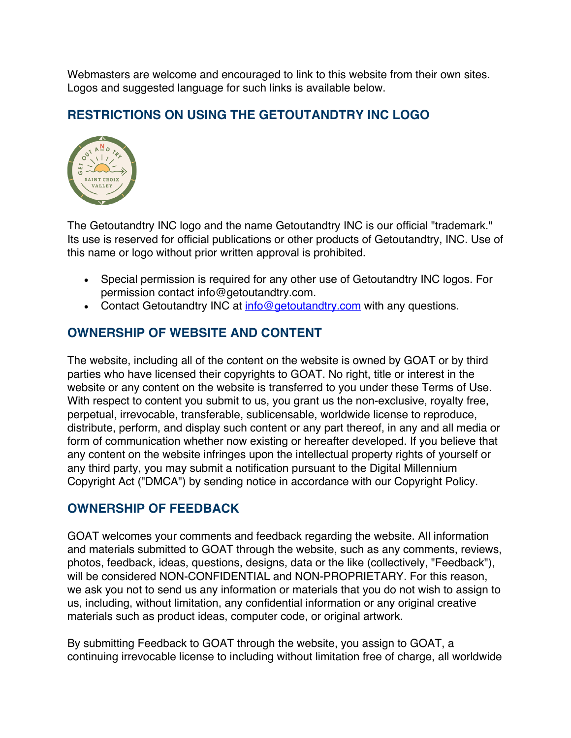Webmasters are welcome and encouraged to link to this website from their own sites. Logos and suggested language for such links is available below.

## RESTRICTIONS ON USING THE GETOUTANDTRY INC LOGO

The Getoutandtry INC logo and the name Getoutandtry INC is our official "trademark." Its use is reserved for official publications or other products of Getoutandtry, INC. Use of this name or logo without prior written approval is prohibited.

- Special permission is required for any other use of Getoutandtry INC logos. For permission contact info@getoutandtry.com.
- Contact Getoutandtry INC at info@getoutandtry.com with any questions.

## OWNERSHIP OF WEBSITE AND CONTENT

The website, including all of the content on the website is owned by GOAT or by third parties who have licensed their copyrights to GOAT. No right, title or interest in the website or any content on the website is transferred to you under these Terms of Use. With respect to content you submit to us, you grant us the non-exclusive, royalty free, perpetual, irrevocable, transferable, sublicensable, worldwide license to reproduce, distribute, perform, and display such content or any part thereof, in any and all media or form of communication whether now existing or hereafter developed. If you believe that any content on the website infringes upon the intellectual property rights of yourself or any third party, you may submit a notification pursuant to the Digital Millennium Copyright Act ("DMCA") by sending notice in accordance with our Copyright Policy.

## OWNERSHIP OF FEEDBACK

GOAT welcomes your comments and feedback regarding the website. All information and materials submitted to GOAT through the website, such as any comments, reviews, photos, feedback, ideas, questions, designs, data or the like (collectively, "Feedback"), will be considered NON-CONFIDENTIAL and NON-PROPRIETARY. For this reason, we ask you not to send us any information or materials that you do not wish to assign to us, including, without limitation, any confidential information or any original creative materials such as product ideas, computer code, or original artwork.

By submitting Feedback to GOAT through the website, you assign to GOAT, a continuing irrevocable license to including without limitation free of charge, all worldwide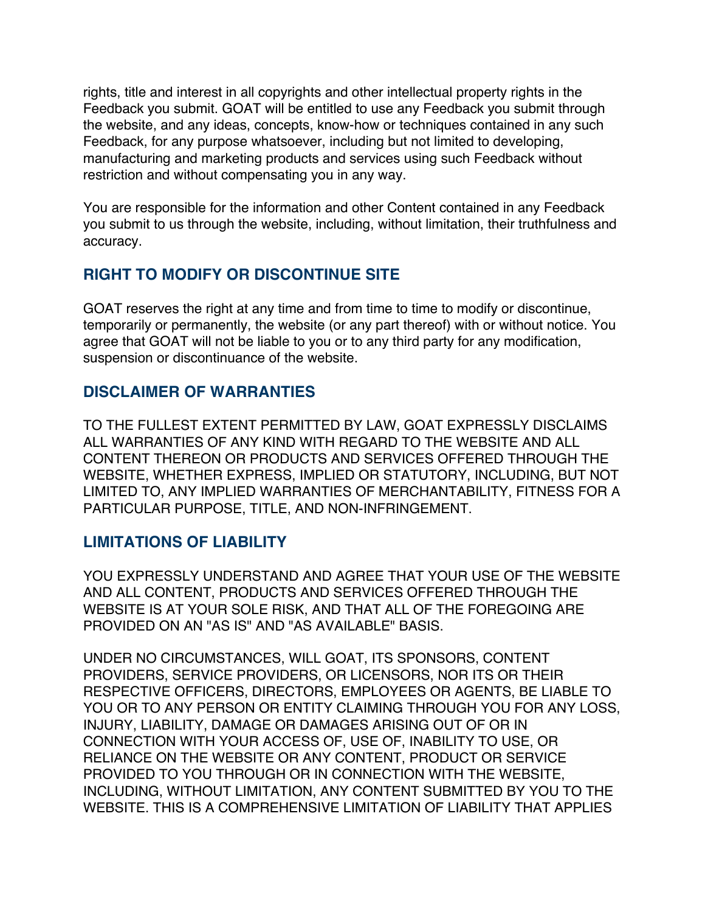rights, title and interest in all copyrights and other intellectual property rights in the Feedback you submit. GOAT will be entitled to use any Feedback you submit through the website, and any ideas, concepts, know-how or techniques contained in any such Feedback, for any purpose whatsoever, including but not limited to developing, manufacturing and marketing products and services using such Feedback without restriction and without compensating you in any way.

You are responsible for the information and other Content contained in any Feedback you submit to us through the website, including, without limitation, their truthfulness and accuracy.

## RIGHT TO MODIFY OR DISCONTINUE SITE

GOAT reserves the right at any time and from time to time to modify or discontinue, temporarily or permanently, the website (or any part thereof) with or without notice. You agree that GOAT will not be liable to you or to any third party for any modification, suspension or discontinuance of the website.

## DISCLAIMER OF WARRANTIES

TO THE FULLEST EXTENT PERMITTED BY LAW, GOAT EXPRESSLY DISCLAIMS ALL WARRANTIES OF ANY KIND WITH REGARD TO THE WEBSITE AND ALL CONTENT THEREON OR PRODUCTS AND SERVICES OFFERED THROUGH THE WEBSITE, WHETHER EXPRESS, IMPLIED OR STATUTORY, INCLUDING, BUT NOT LIMITED TO, ANY IMPLIED WARRANTIES OF MERCHANTABILITY, FITNESS FOR A PARTICULAR PURPOSE, TITLE, AND NON-INFRINGEMENT.

## LIMITATIONS OF LIABILITY

YOU EXPRESSLY UNDERSTAND AND AGREE THAT YOUR USE OF THE WEBSITE AND ALL CONTENT, PRODUCTS AND SERVICES OFFERED THROUGH THE WEBSITE IS AT YOUR SOLE RISK, AND THAT ALL OF THE FOREGOING ARE PROVIDED ON AN "AS IS" AND "AS AVAILABLE" BASIS.

UNDER NO CIRCUMSTANCES, WILL GOAT, ITS SPONSORS, CONTENT PROVIDERS, SERVICE PROVIDERS, OR LICENSORS, NOR ITS OR THEIR RESPECTIVE OFFICERS, DIRECTORS, EMPLOYEES OR AGENTS, BE LIABLE TO YOU OR TO ANY PERSON OR ENTITY CLAIMING THROUGH YOU FOR ANY LOSS, INJURY, LIABILITY, DAMAGE OR DAMAGES ARISING OUT OF OR IN CONNECTION WITH YOUR ACCESS OF, USE OF, INABILITY TO USE, OR RELIANCE ON THE WEBSITE OR ANY CONTENT, PRODUCT OR SERVICE PROVIDED TO YOU THROUGH OR IN CONNECTION WITH THE WEBSITE, INCLUDING, WITHOUT LIMITATION, ANY CONTENT SUBMITTED BY YOU TO THE WEBSITE. THIS IS A COMPREHENSIVE LIMITATION OF LIABILITY THAT APPLIES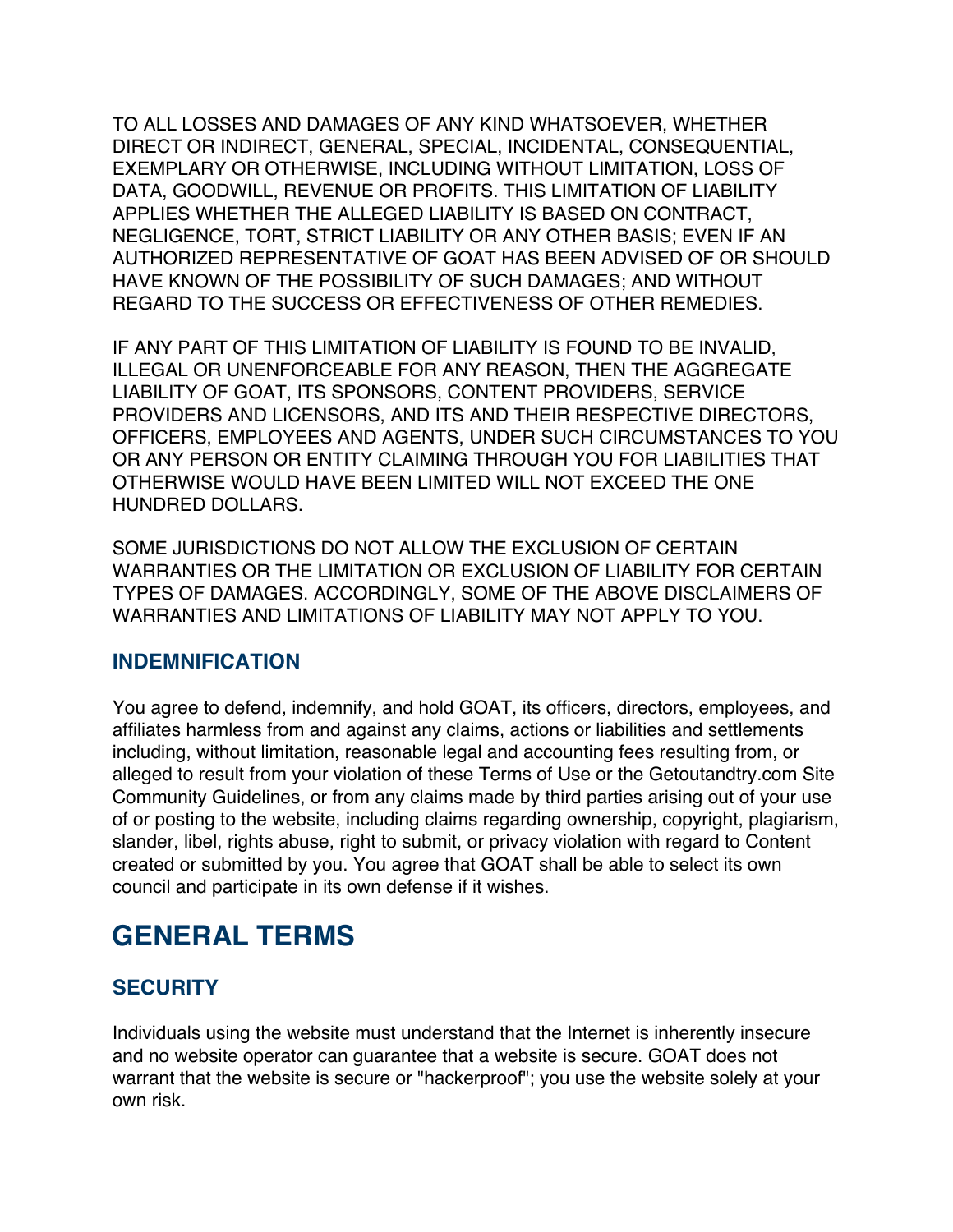TO ALL LOSSES AND DAMAGES OF ANY KIND WHATSOEVER, WHETHER DIRECT OR INDIRECT, GENERAL, SPECIAL, INCIDENTAL, CONSEQUENTIAL, EXEMPLARY OR OTHERWISE, INCLUDING WITHOUT LIMITATION, LOSS OF DATA, GOODWILL, REVENUE OR PROFITS. THIS LIMITATION OF LIABILITY APPLIES WHETHER THE ALLEGED LIABILITY IS BASED ON CONTRACT, NEGLIGENCE, TORT, STRICT LIABILITY OR ANY OTHER BASIS; EVEN IF AN AUTHORIZED REPRESENTATIVE OF GOAT HAS BEEN ADVISED OF OR SHOULD HAVE KNOWN OF THE POSSIBILITY OF SUCH DAMAGES; AND WITHOUT REGARD TO THE SUCCESS OR EFFECTIVENESS OF OTHER REMEDIES.

IF ANY PART OF THIS LIMITATION OF LIABILITY IS FOUND TO BE INVALID, ILLEGAL OR UNENFORCEABLE FOR ANY REASON, THEN THE AGGREGATE LIABILITY OF GOAT, ITS SPONSORS, CONTENT PROVIDERS, SERVICE PROVIDERS AND LICENSORS, AND ITS AND THEIR RESPECTIVE DIRECTORS, OFFICERS, EMPLOYEES AND AGENTS, UNDER SUCH CIRCUMSTANCES TO YOU OR ANY PERSON OR ENTITY CLAIMING THROUGH YOU FOR LIABILITIES THAT OTHERWISE WOULD HAVE BEEN LIMITED WILL NOT EXCEED THE ONE HUNDRED DOLLARS.

SOME JURISDICTIONS DO NOT ALLOW THE EXCLUSION OF CERTAIN WARRANTIES OR THE LIMITATION OR EXCLUSION OF LIABILITY FOR CERTAIN TYPES OF DAMAGES. ACCORDINGLY, SOME OF THE ABOVE DISCLAIMERS OF WARRANTIES AND LIMITATIONS OF LIABILITY MAY NOT APPLY TO YOU.

### INDEMNIFICATION

You agree to defend, indemnify, and hold GOAT, its officers, directors, employees, and affiliates harmless from and against any claims, actions or liabilities and settlements including, without limitation, reasonable legal and accounting fees resulting from, or alleged to result from your violation of these Terms of Use or the Getoutandtry.com Site Community Guidelines, or from any claims made by third parties arising out of your use of or posting to the website, including claims regarding ownership, copyright, plagiarism, slander, libel, rights abuse, right to submit, or privacy violation with regard to Content created or submitted by you. You agree that GOAT shall be able to select its own council and participate in its own defense if it wishes.

## GENERAL TERMS

### SECURITY

Individuals using the website must understand that the Internet is inherently insecure and no website operator can guarantee that a website is secure. GOAT does not warrant that the website is secure or "hackerproof"; you use the website solely at your own risk.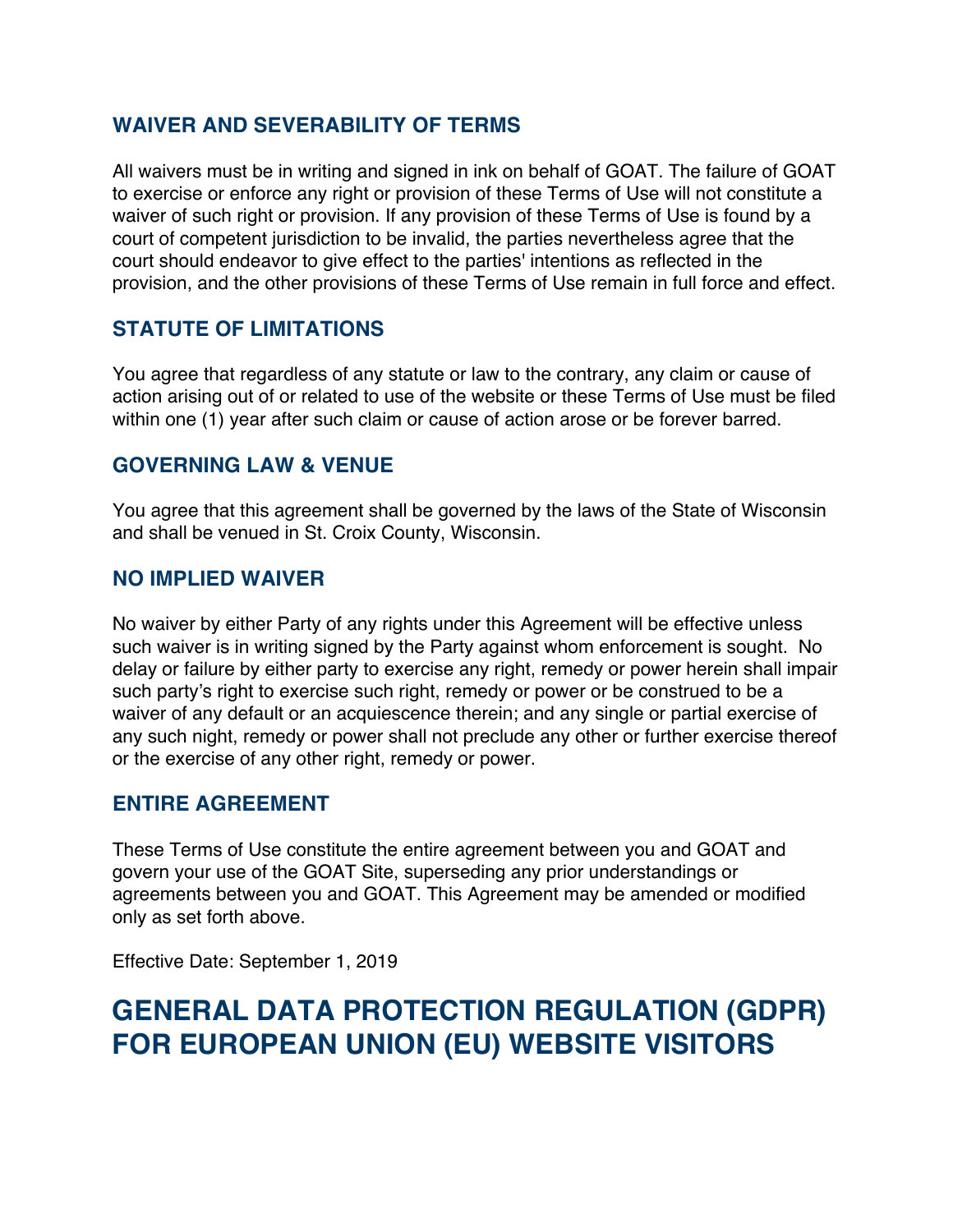## WAIVER AND SEVERABILITY OF TERMS

All waivers must be in writing and signed in ink on behalf of GOAT. The failure of GOAT to exercise or enforce any right or provision of these Terms of Use will not constitute a waiver of such right or provision. If any provision of these Terms of Use is found by a court of competent jurisdiction to be invalid, the parties nevertheless agree that the court should endeavor to give effect to the parties' intentions as reflected in the provision, and the other provisions of these Terms of Use remain in full force and effect.

## STATUTE OF LIMITATIONS

You agree that regardless of any statute or law to the contrary, any claim or cause of action arising out of or related to use of the website or these Terms of Use must be filed within one (1) year after such claim or cause of action arose or be forever barred.

## GOVERNING LAW & VENUE

You agree that this agreement shall be governed by the laws of the State of Wisconsin and shall be venued in St. Croix County, Wisconsin.

## NO IMPLIED WAIVER

No waiver by either Party of any rights under this Agreement will be effective unless such waiver is in writing signed by the Party against whom enforcement is sought. No delay or failure by either party to exercise any right, remedy or power herein shall impair such party's right to exercise such right, remedy or power or be construed to be a waiver of any default or an acquiescence therein; and any single or partial exercise of any such night, remedy or power shall not preclude any other or further exercise thereof or the exercise of any other right, remedy or power.

## ENTIRE AGREEMENT

These Terms of Use constitute the entire agreement between you and GOAT and govern your use of the GOAT Site, superseding any prior understandings or agreements between you and GOAT. This Agreement may be amended or modified only as set forth above.

Effective Date: September 1, 2019

# GENERAL DATA PROTECTION REGULATION (GDPR) FOR EUROPEAN UNION (EU) WEBSITE VISITORS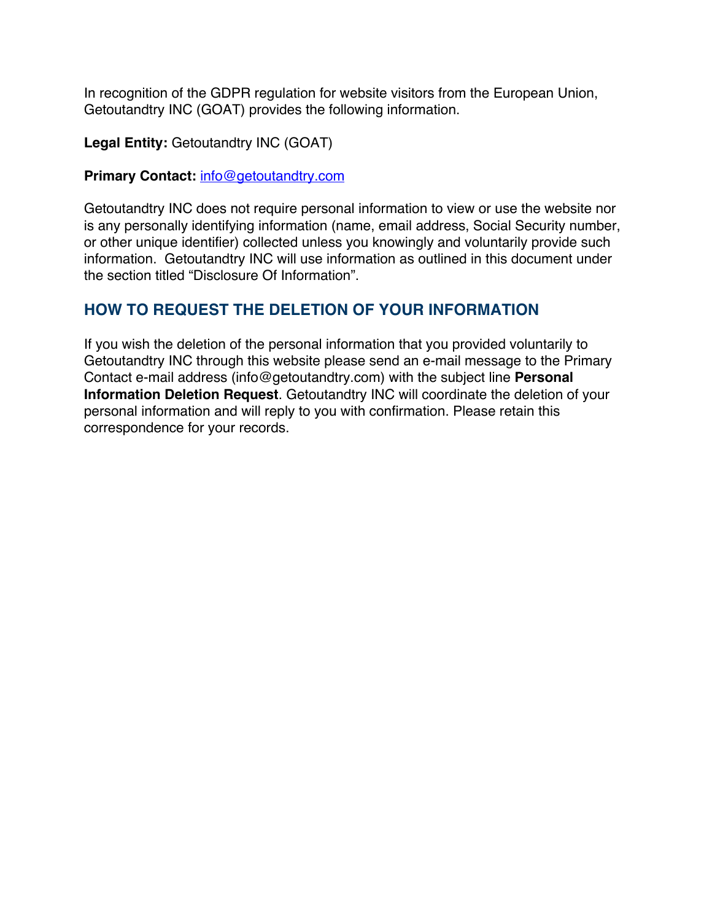In recognition of the GDPR regulation for website visitors from the European Union, Getoutandtry INC (GOAT) provides the following information.

**Legal Entity:** Getoutandtry INC (GOAT)

**Primary Contact:** info@getoutandtry.com

Getoutandtry INC does not require personal information to view or use the website nor is any personally identifying information (name, email address, Social Security number, or other unique identifier) collected unless you knowingly and voluntarily provide such information.  Getoutandtry INC will use information as outlined in this document under the section titled “Disclosure Of Information”.

## HOW TO REQUEST THE DELETION OF YOUR INFORMATION

If you wish the deletion of the personal information that you provided voluntarily to Getoutandtry INC through this website please send an e-mail message to the Primary Contact e-mail address (info@getoutandtry.com) with the subject line **Personal Information Deletion Request**. Getoutandtry INC will coordinate the deletion of your personal information and will reply to you with confirmation. Please retain this correspondence for your records.